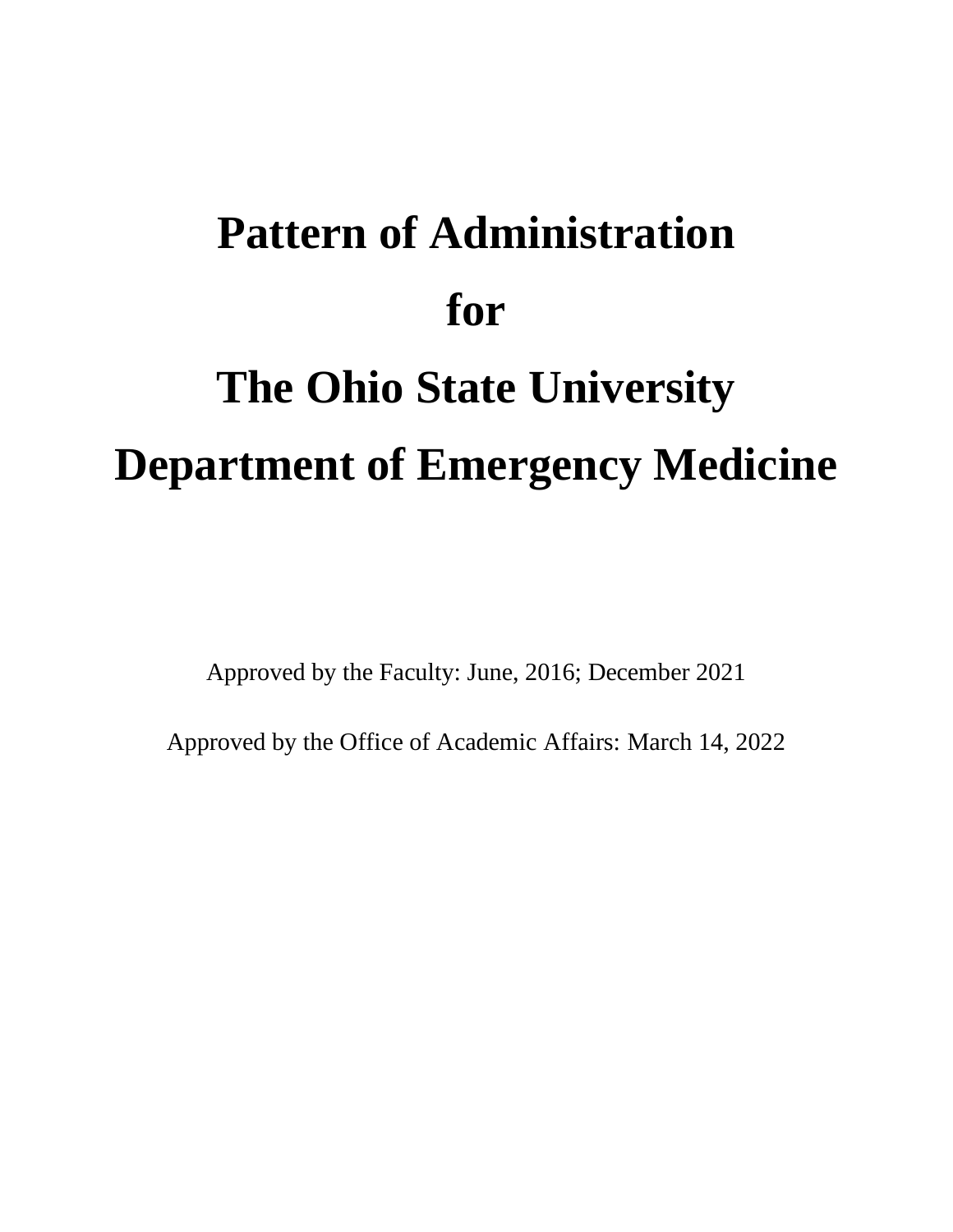# Pattern of Administration

# for

# The Ohio State University

# Department of Emergency Medicine

Approved by the Faculty: June, 2016; December 2021

Approved by the Office of Academic Affairs: March 14, 2022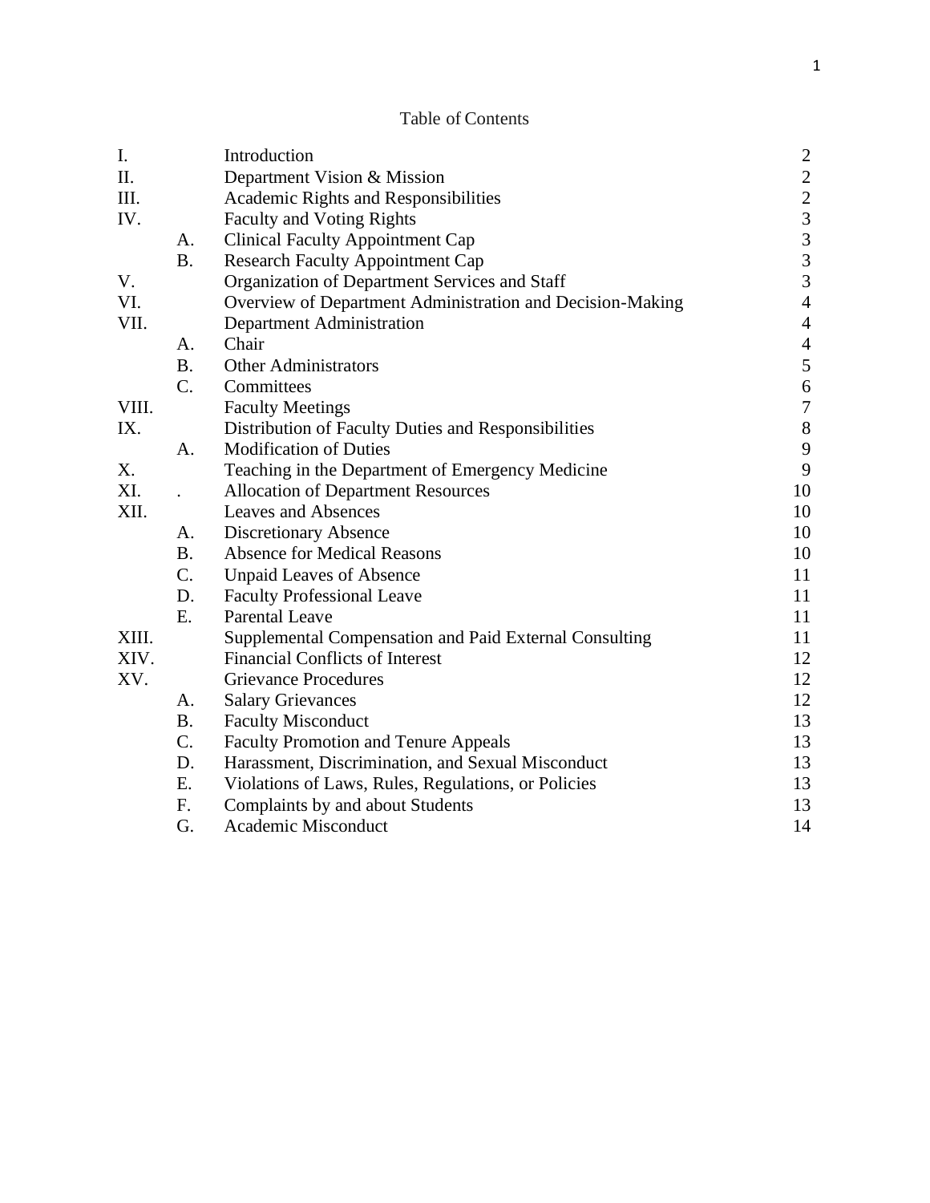# Table of Contents

| | | | |
|---|---|---|---|
| I. | | Introduction | 2 |
| II. | | Department Vision & Mission | 2 |
| III. | | Academic Rights and Responsibilities | 2 |
| IV. | | Faculty and Voting Rights | 3 |
| | A. | Clinical Faculty Appointment Cap | 3 |
| | B. | Research Faculty Appointment Cap | 3 |
| V. | | Organization of Department Services and Staff | 3 |
| VI. | | Overview of Department Administration and Decision-Making | 4 |
| VII. | | Department Administration | 4 |
| | A. | Chair | 4 |
| | B. | Other Administrators | 5 |
| | C. | Committees | 6 |
| VIII. | | Faculty Meetings | 7 |
| IX. | | Distribution of Faculty Duties and Responsibilities | 8 |
| | A. | Modification of Duties | 9 |
| X. | | Teaching in the Department of Emergency Medicine | 9 |
| XI. | . | Allocation of Department Resources | 10 |
| XII. | | Leaves and Absences | 10 |
| | A. | Discretionary Absence | 10 |
| | B. | Absence for Medical Reasons | 10 |
| | C. | Unpaid Leaves of Absence | 11 |
| | D. | Faculty Professional Leave | 11 |
| | E. | Parental Leave | 11 |
| XIII. | | Supplemental Compensation and Paid External Consulting | 11 |
| XIV. | | Financial Conflicts of Interest | 12 |
| XV. | | Grievance Procedures | 12 |
| | A. | Salary Grievances | 12 |
| | B. | Faculty Misconduct | 13 |
| | C. | Faculty Promotion and Tenure Appeals | 13 |
| | D. | Harassment, Discrimination, and Sexual Misconduct | 13 |
| | E. | Violations of Laws, Rules, Regulations, or Policies | 13 |
| | F. | Complaints by and about Students | 13 |
| | G. | Academic Misconduct | 14 |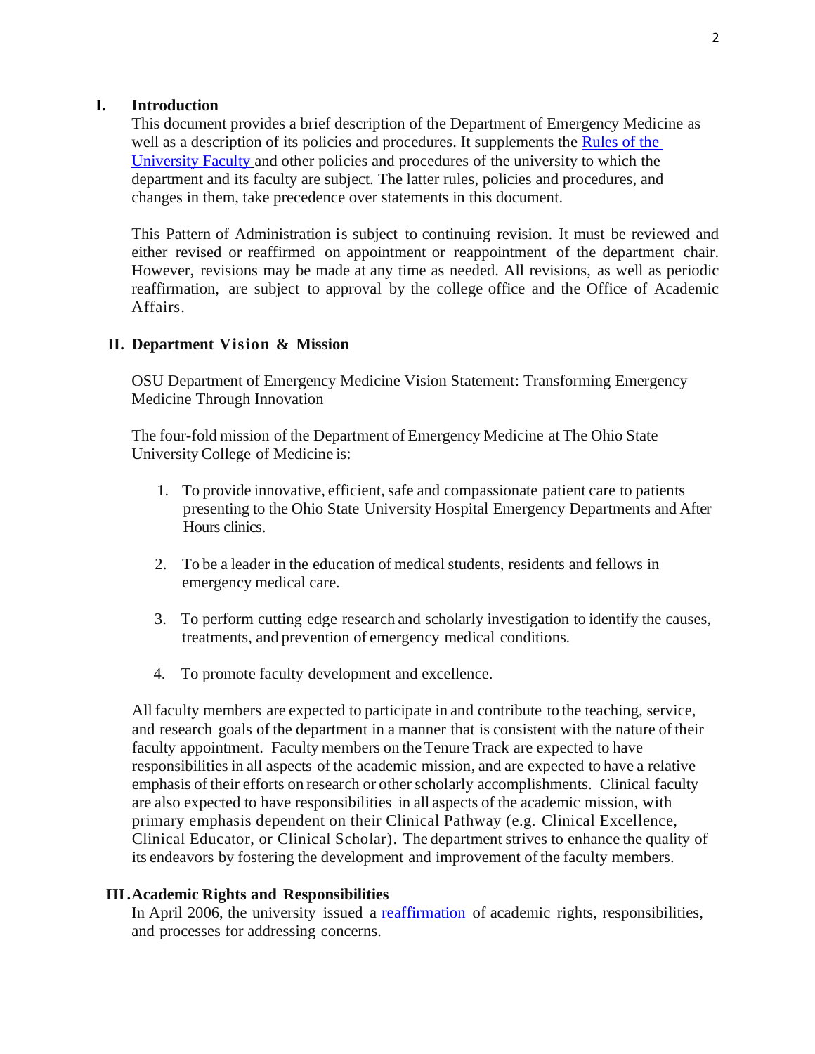## I. Introduction

This document provides a brief description of the Department of Emergency Medicine as well as a description of its policies and procedures. It supplements the Rules of the University Faculty and other policies and procedures of the university to which the department and its faculty are subject. The latter rules, policies and procedures, and changes in them, take precedence over statements in this document.

This Pattern of Administration is subject to continuing revision. It must be reviewed and either revised or reaffirmed on appointment or reappointment of the department chair. However, revisions may be made at any time as needed. All revisions, as well as periodic reaffirmation, are subject to approval by the college office and the Office of Academic Affairs.

## II. Department Vision & Mission

OSU Department of Emergency Medicine Vision Statement: Transforming Emergency Medicine Through Innovation

The four-fold mission of the Department of Emergency Medicine at The Ohio State University College of Medicine is:

1. To provide innovative, efficient, safe and compassionate patient care to patients presenting to the Ohio State University Hospital Emergency Departments and After Hours clinics.
2. To be a leader in the education of medical students, residents and fellows in emergency medical care.
3. To perform cutting edge research and scholarly investigation to identify the causes, treatments, and prevention of emergency medical conditions.
4. To promote faculty development and excellence.

All faculty members are expected to participate in and contribute to the teaching, service, and research goals of the department in a manner that is consistent with the nature of their faculty appointment. Faculty members on the Tenure Track are expected to have responsibilities in all aspects of the academic mission, and are expected to have a relative emphasis of their efforts on research or other scholarly accomplishments. Clinical faculty are also expected to have responsibilities in all aspects of the academic mission, with primary emphasis dependent on their Clinical Pathway (e.g. Clinical Excellence, Clinical Educator, or Clinical Scholar). The department strives to enhance the quality of its endeavors by fostering the development and improvement of the faculty members.

## III. Academic Rights and Responsibilities

In April 2006, the university issued a reaffirmation of academic rights, responsibilities, and processes for addressing concerns.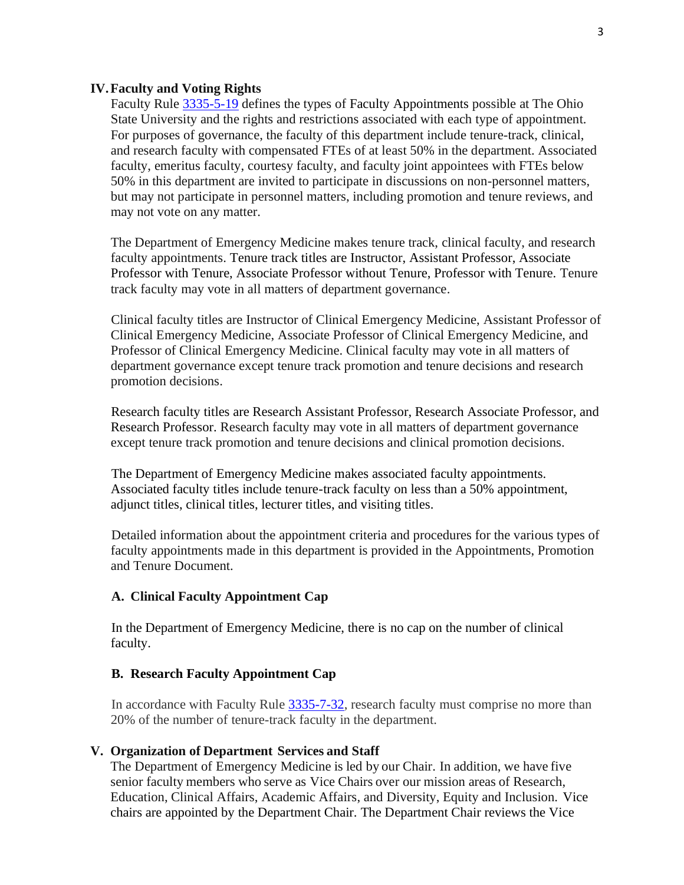## IV. Faculty and Voting Rights

Faculty Rule [3335-5-19](3335-5-19) defines the types of Faculty Appointments possible at The Ohio State University and the rights and restrictions associated with each type of appointment. For purposes of governance, the faculty of this department include tenure-track, clinical, and research faculty with compensated FTEs of at least 50% in the department. Associated faculty, emeritus faculty, courtesy faculty, and faculty joint appointees with FTEs below 50% in this department are invited to participate in discussions on non-personnel matters, but may not participate in personnel matters, including promotion and tenure reviews, and may not vote on any matter.

The Department of Emergency Medicine makes tenure track, clinical faculty, and research faculty appointments. Tenure track titles are Instructor, Assistant Professor, Associate Professor with Tenure, Associate Professor without Tenure, Professor with Tenure. Tenure track faculty may vote in all matters of department governance.

Clinical faculty titles are Instructor of Clinical Emergency Medicine, Assistant Professor of Clinical Emergency Medicine, Associate Professor of Clinical Emergency Medicine, and Professor of Clinical Emergency Medicine. Clinical faculty may vote in all matters of department governance except tenure track promotion and tenure decisions and research promotion decisions.

Research faculty titles are Research Assistant Professor, Research Associate Professor, and Research Professor. Research faculty may vote in all matters of department governance except tenure track promotion and tenure decisions and clinical promotion decisions.

The Department of Emergency Medicine makes associated faculty appointments. Associated faculty titles include tenure-track faculty on less than a 50% appointment, adjunct titles, clinical titles, lecturer titles, and visiting titles.

Detailed information about the appointment criteria and procedures for the various types of faculty appointments made in this department is provided in the Appointments, Promotion and Tenure Document.

### A. Clinical Faculty Appointment Cap

In the Department of Emergency Medicine, there is no cap on the number of clinical faculty.

### B. Research Faculty Appointment Cap

In accordance with Faculty Rule [3335-7-32](3335-7-32), research faculty must comprise no more than 20% of the number of tenure-track faculty in the department.

## V. Organization of Department Services and Staff

The Department of Emergency Medicine is led by our Chair. In addition, we have five senior faculty members who serve as Vice Chairs over our mission areas of Research, Education, Clinical Affairs, Academic Affairs, and Diversity, Equity and Inclusion. Vice chairs are appointed by the Department Chair. The Department Chair reviews the Vice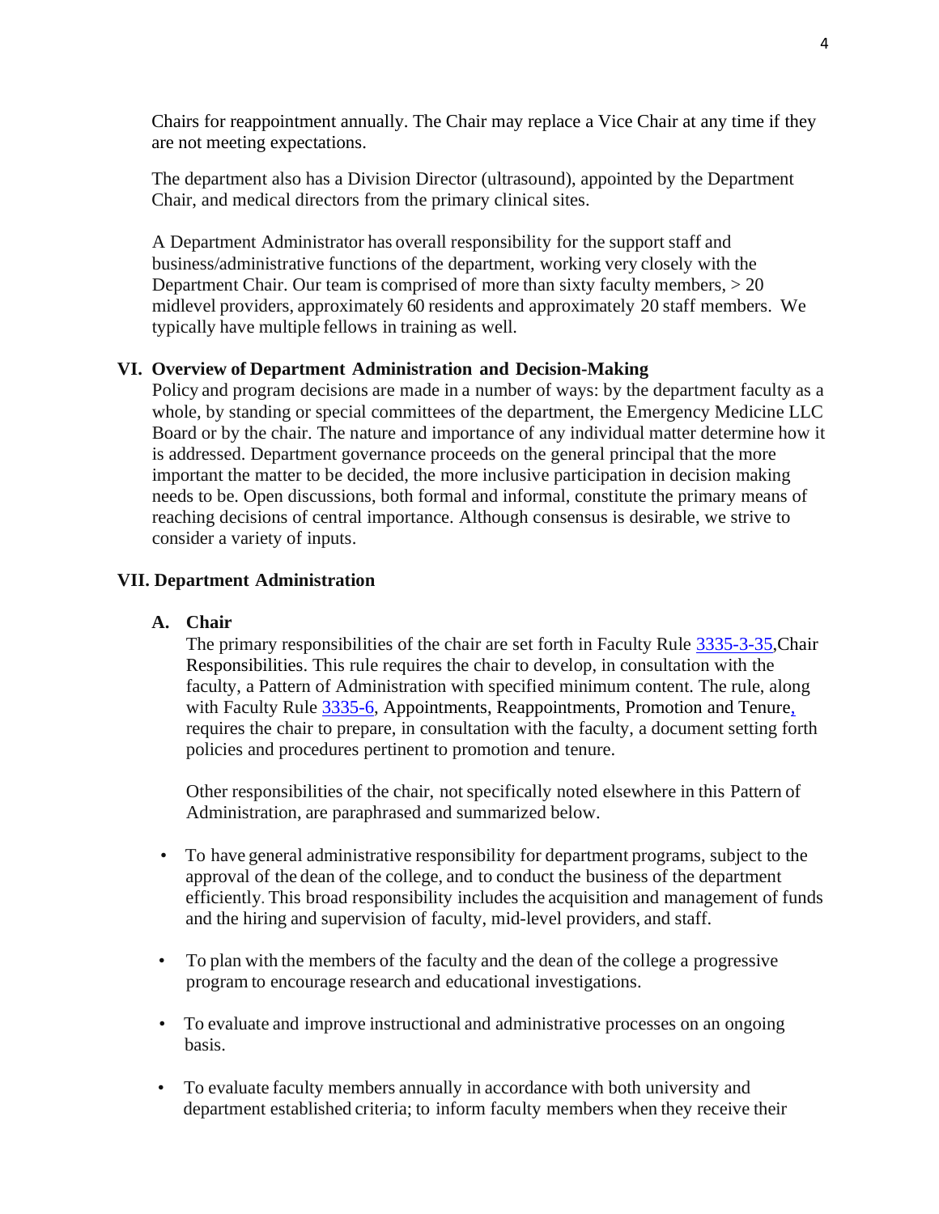Chairs for reappointment annually. The Chair may replace a Vice Chair at any time if they are not meeting expectations.

The department also has a Division Director (ultrasound), appointed by the Department Chair, and medical directors from the primary clinical sites.

A Department Administrator has overall responsibility for the support staff and business/administrative functions of the department, working very closely with the Department Chair. Our team is comprised of more than sixty faculty members, > 20 midlevel providers, approximately 60 residents and approximately 20 staff members. We typically have multiple fellows in training as well.

## VI. Overview of Department Administration and Decision-Making

Policy and program decisions are made in a number of ways: by the department faculty as a whole, by standing or special committees of the department, the Emergency Medicine LLC Board or by the chair. The nature and importance of any individual matter determine how it is addressed. Department governance proceeds on the general principal that the more important the matter to be decided, the more inclusive participation in decision making needs to be. Open discussions, both formal and informal, constitute the primary means of reaching decisions of central importance. Although consensus is desirable, we strive to consider a variety of inputs.

## VII. Department Administration

### A. Chair

The primary responsibilities of the chair are set forth in Faculty Rule 3335-3-35,Chair Responsibilities. This rule requires the chair to develop, in consultation with the faculty, a Pattern of Administration with specified minimum content. The rule, along with Faculty Rule 3335-6, Appointments, Reappointments, Promotion and Tenure, requires the chair to prepare, in consultation with the faculty, a document setting forth policies and procedures pertinent to promotion and tenure.

Other responsibilities of the chair, not specifically noted elsewhere in this Pattern of Administration, are paraphrased and summarized below.

- To have general administrative responsibility for department programs, subject to the approval of the dean of the college, and to conduct the business of the department efficiently. This broad responsibility includes the acquisition and management of funds and the hiring and supervision of faculty, mid-level providers, and staff.
- To plan with the members of the faculty and the dean of the college a progressive program to encourage research and educational investigations.
- To evaluate and improve instructional and administrative processes on an ongoing basis.
- To evaluate faculty members annually in accordance with both university and department established criteria; to inform faculty members when they receive their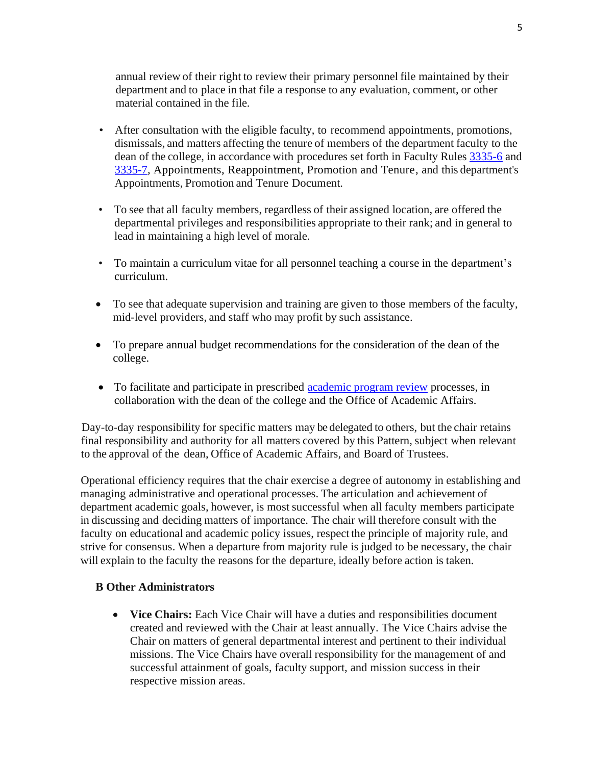annual review of their right to review their primary personnel file maintained by their department and to place in that file a response to any evaluation, comment, or other material contained in the file.

- After consultation with the eligible faculty, to recommend appointments, promotions, dismissals, and matters affecting the tenure of members of the department faculty to the dean of the college, in accordance with procedures set forth in Faculty Rules [3335-6](#) and [3335-7](#), Appointments, Reappointment, Promotion and Tenure, and this department's Appointments, Promotion and Tenure Document.

- To see that all faculty members, regardless of their assigned location, are offered the departmental privileges and responsibilities appropriate to their rank; and in general to lead in maintaining a high level of morale.

- To maintain a curriculum vitae for all personnel teaching a course in the department's curriculum.

- To see that adequate supervision and training are given to those members of the faculty, mid-level providers, and staff who may profit by such assistance.

- To prepare annual budget recommendations for the consideration of the dean of the college.

- To facilitate and participate in prescribed [academic program review](#) processes, in collaboration with the dean of the college and the Office of Academic Affairs.

Day-to-day responsibility for specific matters may be delegated to others, but the chair retains final responsibility and authority for all matters covered by this Pattern, subject when relevant to the approval of the dean, Office of Academic Affairs, and Board of Trustees.

Operational efficiency requires that the chair exercise a degree of autonomy in establishing and managing administrative and operational processes. The articulation and achievement of department academic goals, however, is most successful when all faculty members participate in discussing and deciding matters of importance. The chair will therefore consult with the faculty on educational and academic policy issues, respect the principle of majority rule, and strive for consensus. When a departure from majority rule is judged to be necessary, the chair will explain to the faculty the reasons for the departure, ideally before action is taken.

### B Other Administrators

- **Vice Chairs:** Each Vice Chair will have a duties and responsibilities document created and reviewed with the Chair at least annually. The Vice Chairs advise the Chair on matters of general departmental interest and pertinent to their individual missions. The Vice Chairs have overall responsibility for the management of and successful attainment of goals, faculty support, and mission success in their respective mission areas.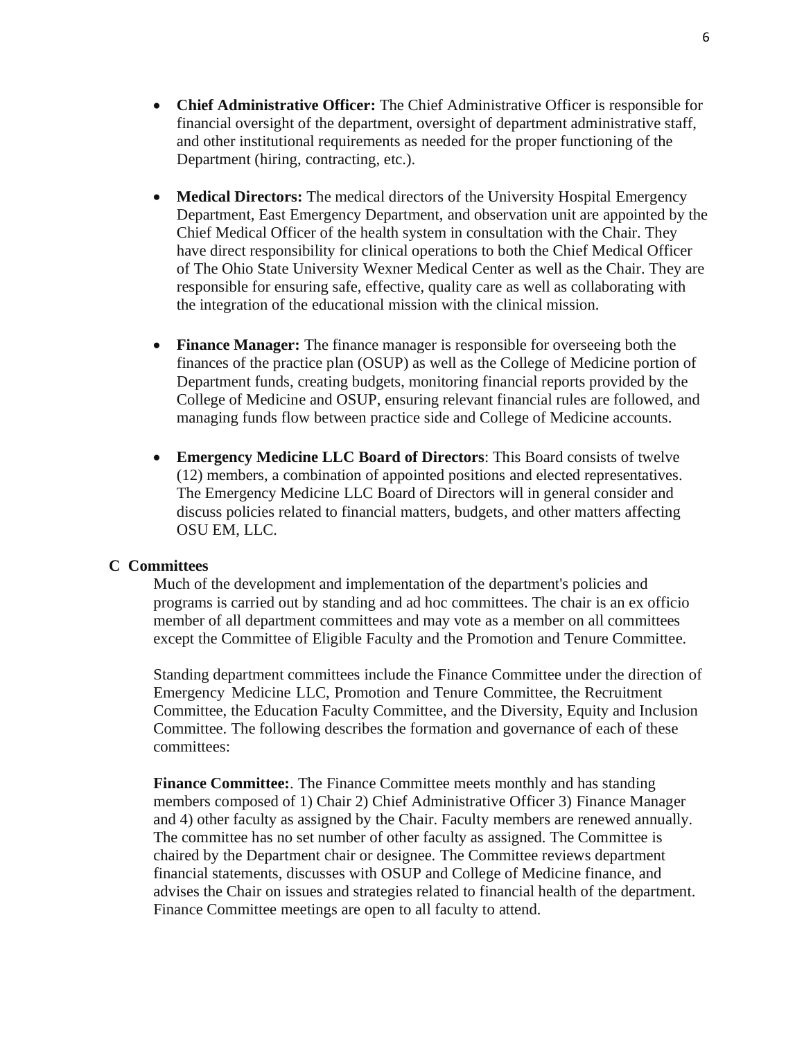- **Chief Administrative Officer:** The Chief Administrative Officer is responsible for financial oversight of the department, oversight of department administrative staff, and other institutional requirements as needed for the proper functioning of the Department (hiring, contracting, etc.).

- **Medical Directors:** The medical directors of the University Hospital Emergency Department, East Emergency Department, and observation unit are appointed by the Chief Medical Officer of the health system in consultation with the Chair. They have direct responsibility for clinical operations to both the Chief Medical Officer of The Ohio State University Wexner Medical Center as well as the Chair. They are responsible for ensuring safe, effective, quality care as well as collaborating with the integration of the educational mission with the clinical mission.

- **Finance Manager:** The finance manager is responsible for overseeing both the finances of the practice plan (OSUP) as well as the College of Medicine portion of Department funds, creating budgets, monitoring financial reports provided by the College of Medicine and OSUP, ensuring relevant financial rules are followed, and managing funds flow between practice side and College of Medicine accounts.

- **Emergency Medicine LLC Board of Directors**: This Board consists of twelve (12) members, a combination of appointed positions and elected representatives. The Emergency Medicine LLC Board of Directors will in general consider and discuss policies related to financial matters, budgets, and other matters affecting OSU EM, LLC.

**C Committees**

Much of the development and implementation of the department's policies and programs is carried out by standing and ad hoc committees. The chair is an ex officio member of all department committees and may vote as a member on all committees except the Committee of Eligible Faculty and the Promotion and Tenure Committee.

Standing department committees include the Finance Committee under the direction of Emergency Medicine LLC, Promotion and Tenure Committee, the Recruitment Committee, the Education Faculty Committee, and the Diversity, Equity and Inclusion Committee. The following describes the formation and governance of each of these committees:

**Finance Committee:**. The Finance Committee meets monthly and has standing members composed of 1) Chair 2) Chief Administrative Officer 3) Finance Manager and 4) other faculty as assigned by the Chair. Faculty members are renewed annually. The committee has no set number of other faculty as assigned. The Committee is chaired by the Department chair or designee. The Committee reviews department financial statements, discusses with OSUP and College of Medicine finance, and advises the Chair on issues and strategies related to financial health of the department. Finance Committee meetings are open to all faculty to attend.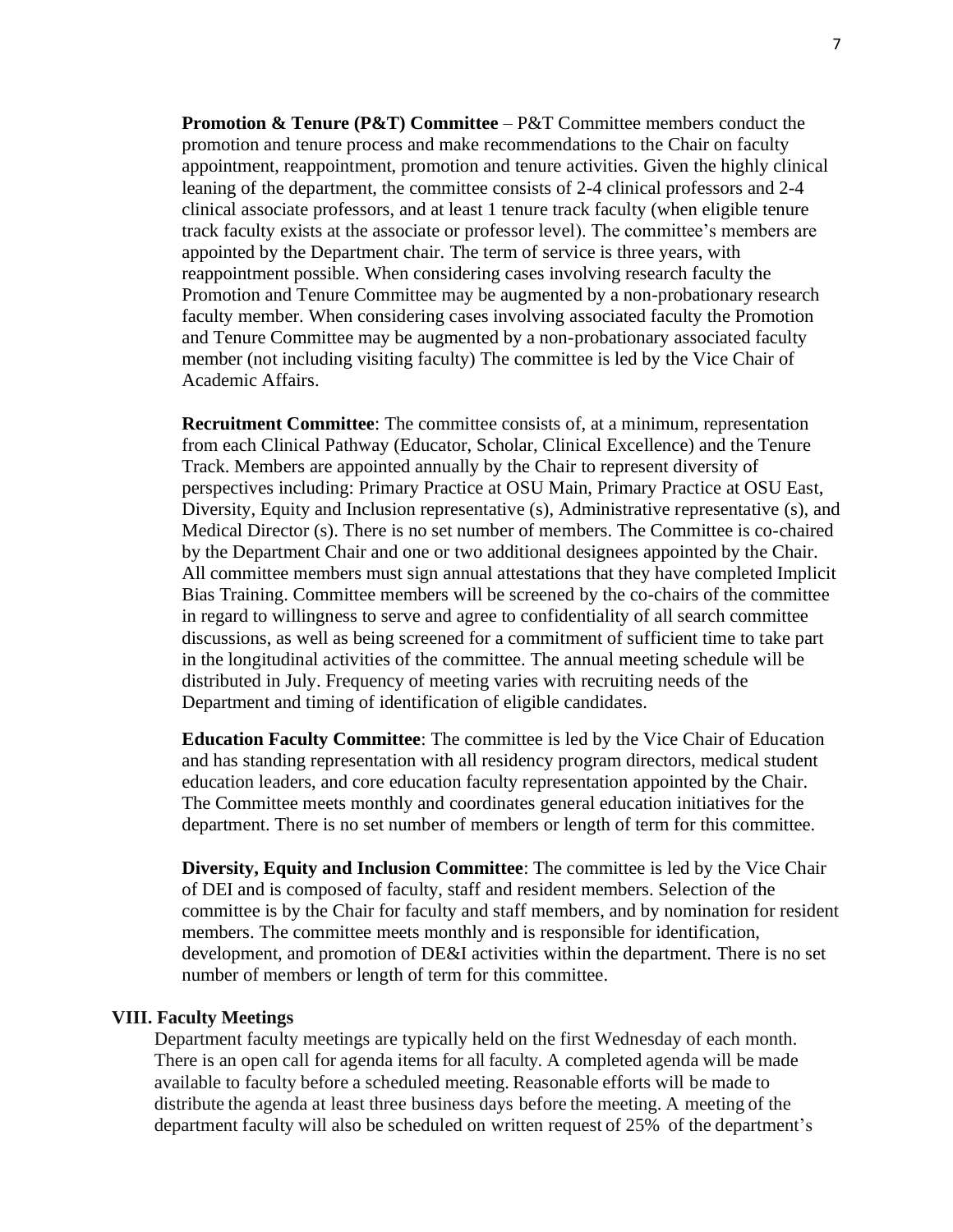**Promotion & Tenure (P&T) Committee** – P&T Committee members conduct the promotion and tenure process and make recommendations to the Chair on faculty appointment, reappointment, promotion and tenure activities. Given the highly clinical leaning of the department, the committee consists of 2-4 clinical professors and 2-4 clinical associate professors, and at least 1 tenure track faculty (when eligible tenure track faculty exists at the associate or professor level). The committee's members are appointed by the Department chair. The term of service is three years, with reappointment possible. When considering cases involving research faculty the Promotion and Tenure Committee may be augmented by a non-probationary research faculty member. When considering cases involving associated faculty the Promotion and Tenure Committee may be augmented by a non-probationary associated faculty member (not including visiting faculty) The committee is led by the Vice Chair of Academic Affairs.

**Recruitment Committee**: The committee consists of, at a minimum, representation from each Clinical Pathway (Educator, Scholar, Clinical Excellence) and the Tenure Track. Members are appointed annually by the Chair to represent diversity of perspectives including: Primary Practice at OSU Main, Primary Practice at OSU East, Diversity, Equity and Inclusion representative (s), Administrative representative (s), and Medical Director (s). There is no set number of members. The Committee is co-chaired by the Department Chair and one or two additional designees appointed by the Chair. All committee members must sign annual attestations that they have completed Implicit Bias Training. Committee members will be screened by the co-chairs of the committee in regard to willingness to serve and agree to confidentiality of all search committee discussions, as well as being screened for a commitment of sufficient time to take part in the longitudinal activities of the committee. The annual meeting schedule will be distributed in July. Frequency of meeting varies with recruiting needs of the Department and timing of identification of eligible candidates.

**Education Faculty Committee**: The committee is led by the Vice Chair of Education and has standing representation with all residency program directors, medical student education leaders, and core education faculty representation appointed by the Chair. The Committee meets monthly and coordinates general education initiatives for the department. There is no set number of members or length of term for this committee.

**Diversity, Equity and Inclusion Committee**: The committee is led by the Vice Chair of DEI and is composed of faculty, staff and resident members. Selection of the committee is by the Chair for faculty and staff members, and by nomination for resident members. The committee meets monthly and is responsible for identification, development, and promotion of DE&I activities within the department. There is no set number of members or length of term for this committee.

## VIII. Faculty Meetings

Department faculty meetings are typically held on the first Wednesday of each month. There is an open call for agenda items for all faculty. A completed agenda will be made available to faculty before a scheduled meeting. Reasonable efforts will be made to distribute the agenda at least three business days before the meeting. A meeting of the department faculty will also be scheduled on written request of 25% of the department's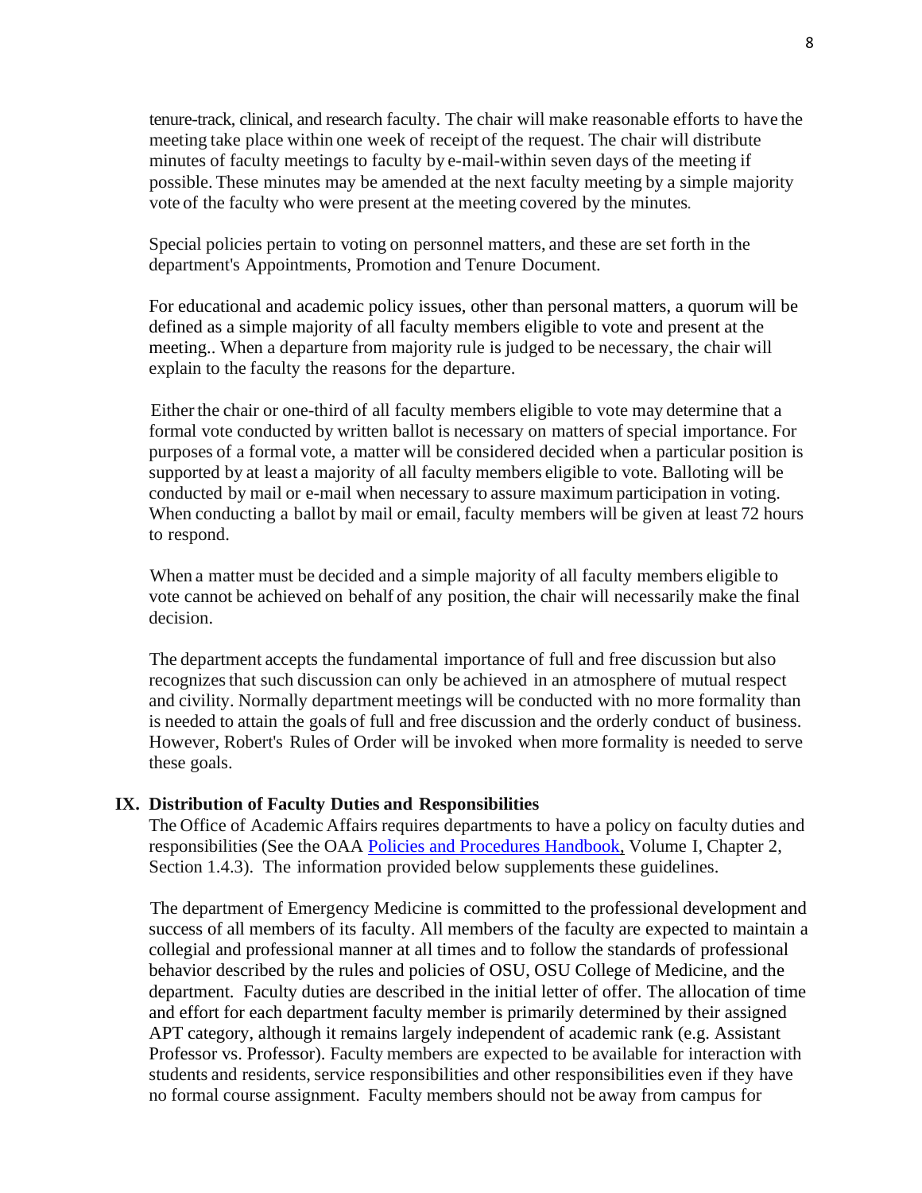tenure-track, clinical, and research faculty. The chair will make reasonable efforts to have the meeting take place within one week of receipt of the request. The chair will distribute minutes of faculty meetings to faculty by e-mail-within seven days of the meeting if possible. These minutes may be amended at the next faculty meeting by a simple majority vote of the faculty who were present at the meeting covered by the minutes.

Special policies pertain to voting on personnel matters, and these are set forth in the department's Appointments, Promotion and Tenure Document.

For educational and academic policy issues, other than personal matters, a quorum will be defined as a simple majority of all faculty members eligible to vote and present at the meeting.. When a departure from majority rule is judged to be necessary, the chair will explain to the faculty the reasons for the departure.

Either the chair or one-third of all faculty members eligible to vote may determine that a formal vote conducted by written ballot is necessary on matters of special importance. For purposes of a formal vote, a matter will be considered decided when a particular position is supported by at least a majority of all faculty members eligible to vote. Balloting will be conducted by mail or e-mail when necessary to assure maximum participation in voting. When conducting a ballot by mail or email, faculty members will be given at least 72 hours to respond.

When a matter must be decided and a simple majority of all faculty members eligible to vote cannot be achieved on behalf of any position, the chair will necessarily make the final decision.

The department accepts the fundamental importance of full and free discussion but also recognizes that such discussion can only be achieved in an atmosphere of mutual respect and civility. Normally department meetings will be conducted with no more formality than is needed to attain the goals of full and free discussion and the orderly conduct of business. However, Robert's Rules of Order will be invoked when more formality is needed to serve these goals.

## IX. Distribution of Faculty Duties and Responsibilities

The Office of Academic Affairs requires departments to have a policy on faculty duties and responsibilities (See the OAA Policies and Procedures Handbook, Volume I, Chapter 2, Section 1.4.3). The information provided below supplements these guidelines.

The department of Emergency Medicine is committed to the professional development and success of all members of its faculty. All members of the faculty are expected to maintain a collegial and professional manner at all times and to follow the standards of professional behavior described by the rules and policies of OSU, OSU College of Medicine, and the department. Faculty duties are described in the initial letter of offer. The allocation of time and effort for each department faculty member is primarily determined by their assigned APT category, although it remains largely independent of academic rank (e.g. Assistant Professor vs. Professor). Faculty members are expected to be available for interaction with students and residents, service responsibilities and other responsibilities even if they have no formal course assignment. Faculty members should not be away from campus for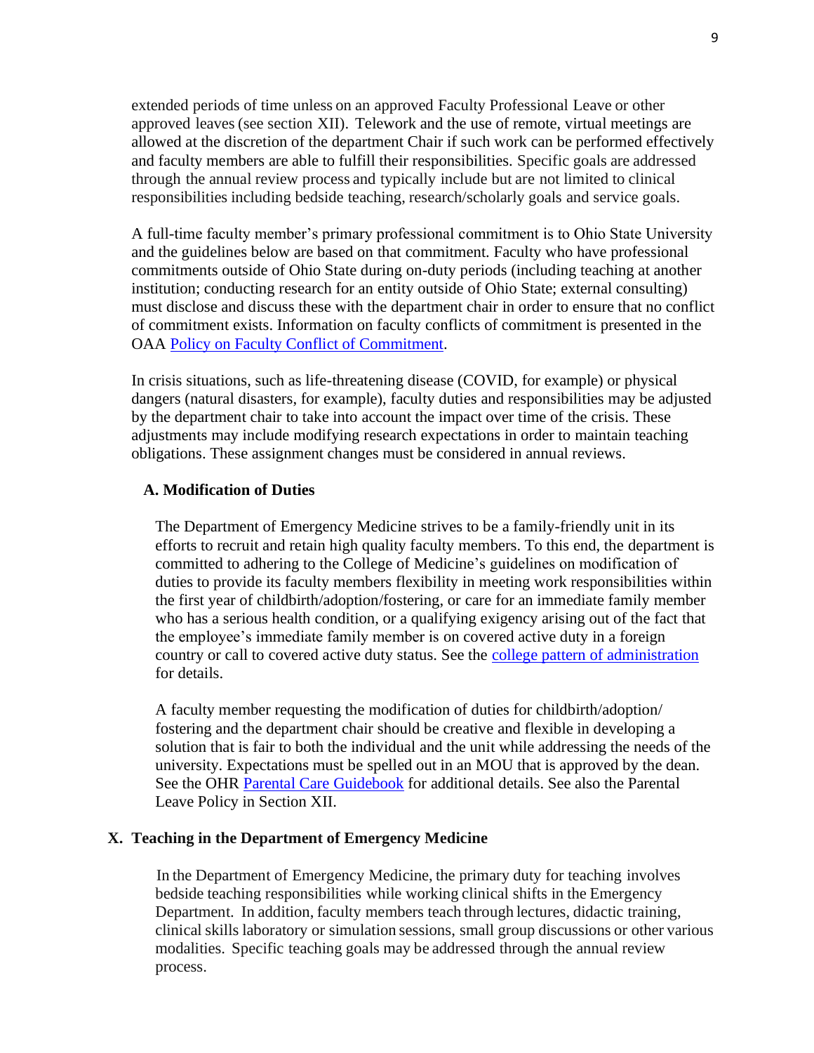extended periods of time unless on an approved Faculty Professional Leave or other approved leaves (see section XII). Telework and the use of remote, virtual meetings are allowed at the discretion of the department Chair if such work can be performed effectively and faculty members are able to fulfill their responsibilities. Specific goals are addressed through the annual review process and typically include but are not limited to clinical responsibilities including bedside teaching, research/scholarly goals and service goals.

A full-time faculty member's primary professional commitment is to Ohio State University and the guidelines below are based on that commitment. Faculty who have professional commitments outside of Ohio State during on-duty periods (including teaching at another institution; conducting research for an entity outside of Ohio State; external consulting) must disclose and discuss these with the department chair in order to ensure that no conflict of commitment exists. Information on faculty conflicts of commitment is presented in the OAA Policy on Faculty Conflict of Commitment.

In crisis situations, such as life-threatening disease (COVID, for example) or physical dangers (natural disasters, for example), faculty duties and responsibilities may be adjusted by the department chair to take into account the impact over time of the crisis. These adjustments may include modifying research expectations in order to maintain teaching obligations. These assignment changes must be considered in annual reviews.

### A. Modification of Duties

The Department of Emergency Medicine strives to be a family-friendly unit in its efforts to recruit and retain high quality faculty members. To this end, the department is committed to adhering to the College of Medicine's guidelines on modification of duties to provide its faculty members flexibility in meeting work responsibilities within the first year of childbirth/adoption/fostering, or care for an immediate family member who has a serious health condition, or a qualifying exigency arising out of the fact that the employee's immediate family member is on covered active duty in a foreign country or call to covered active duty status. See the college pattern of administration for details.

A faculty member requesting the modification of duties for childbirth/adoption/fostering and the department chair should be creative and flexible in developing a solution that is fair to both the individual and the unit while addressing the needs of the university. Expectations must be spelled out in an MOU that is approved by the dean. See the OHR Parental Care Guidebook for additional details. See also the Parental Leave Policy in Section XII.

## X. Teaching in the Department of Emergency Medicine

In the Department of Emergency Medicine, the primary duty for teaching involves bedside teaching responsibilities while working clinical shifts in the Emergency Department. In addition, faculty members teach through lectures, didactic training, clinical skills laboratory or simulation sessions, small group discussions or other various modalities. Specific teaching goals may be addressed through the annual review process.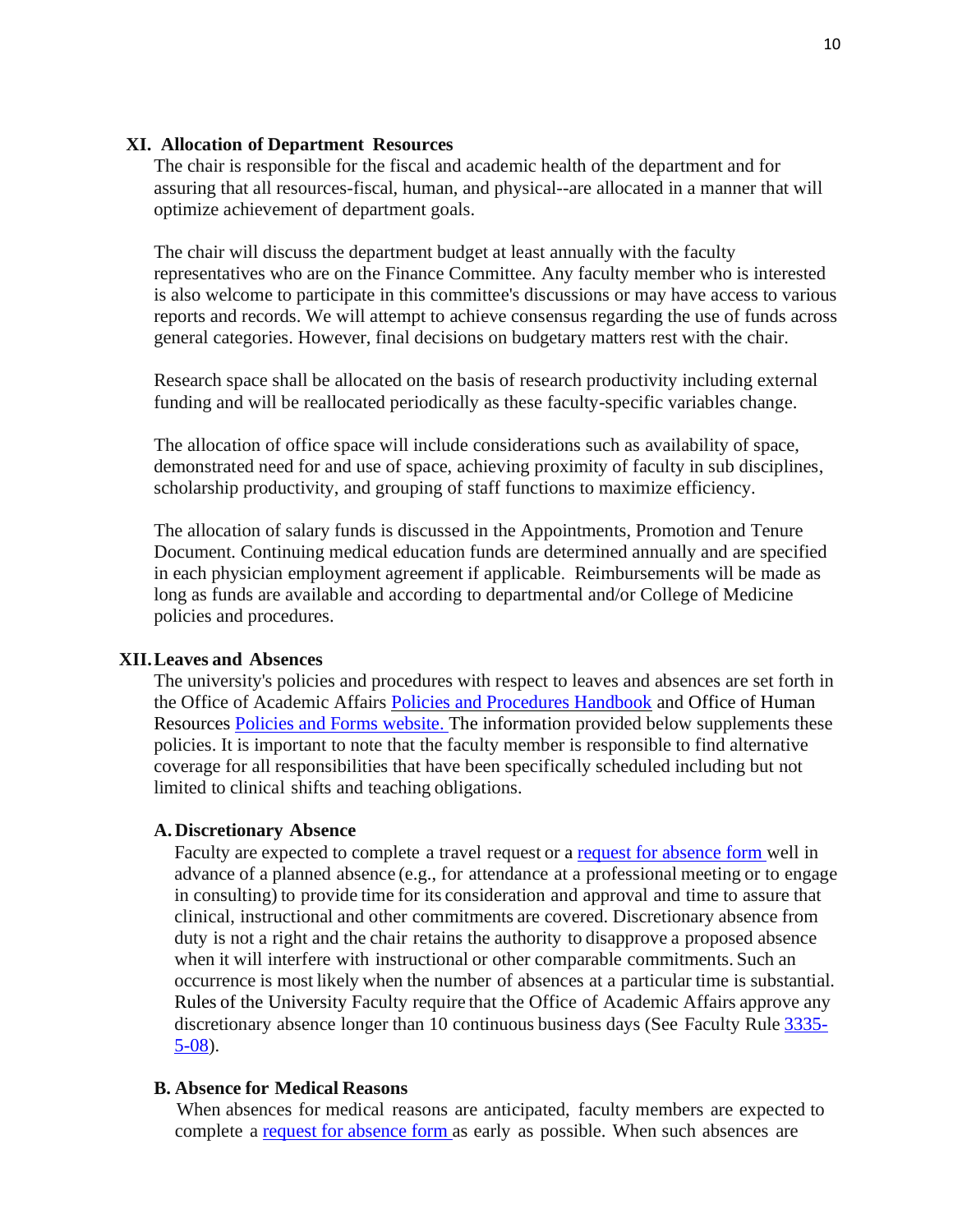## XI. Allocation of Department Resources

The chair is responsible for the fiscal and academic health of the department and for assuring that all resources-fiscal, human, and physical--are allocated in a manner that will optimize achievement of department goals.

The chair will discuss the department budget at least annually with the faculty representatives who are on the Finance Committee. Any faculty member who is interested is also welcome to participate in this committee's discussions or may have access to various reports and records. We will attempt to achieve consensus regarding the use of funds across general categories. However, final decisions on budgetary matters rest with the chair.

Research space shall be allocated on the basis of research productivity including external funding and will be reallocated periodically as these faculty-specific variables change.

The allocation of office space will include considerations such as availability of space, demonstrated need for and use of space, achieving proximity of faculty in sub disciplines, scholarship productivity, and grouping of staff functions to maximize efficiency.

The allocation of salary funds is discussed in the Appointments, Promotion and Tenure Document. Continuing medical education funds are determined annually and are specified in each physician employment agreement if applicable. Reimbursements will be made as long as funds are available and according to departmental and/or College of Medicine policies and procedures.

## XII. Leaves and Absences

The university's policies and procedures with respect to leaves and absences are set forth in the Office of Academic Affairs Policies and Procedures Handbook and Office of Human Resources Policies and Forms website. The information provided below supplements these policies. It is important to note that the faculty member is responsible to find alternative coverage for all responsibilities that have been specifically scheduled including but not limited to clinical shifts and teaching obligations.

### A. Discretionary Absence

Faculty are expected to complete a travel request or a request for absence form well in advance of a planned absence (e.g., for attendance at a professional meeting or to engage in consulting) to provide time for its consideration and approval and time to assure that clinical, instructional and other commitments are covered. Discretionary absence from duty is not a right and the chair retains the authority to disapprove a proposed absence when it will interfere with instructional or other comparable commitments. Such an occurrence is most likely when the number of absences at a particular time is substantial. Rules of the University Faculty require that the Office of Academic Affairs approve any discretionary absence longer than 10 continuous business days (See Faculty Rule 3335-5-08).

### B. Absence for Medical Reasons

When absences for medical reasons are anticipated, faculty members are expected to complete a request for absence form as early as possible. When such absences are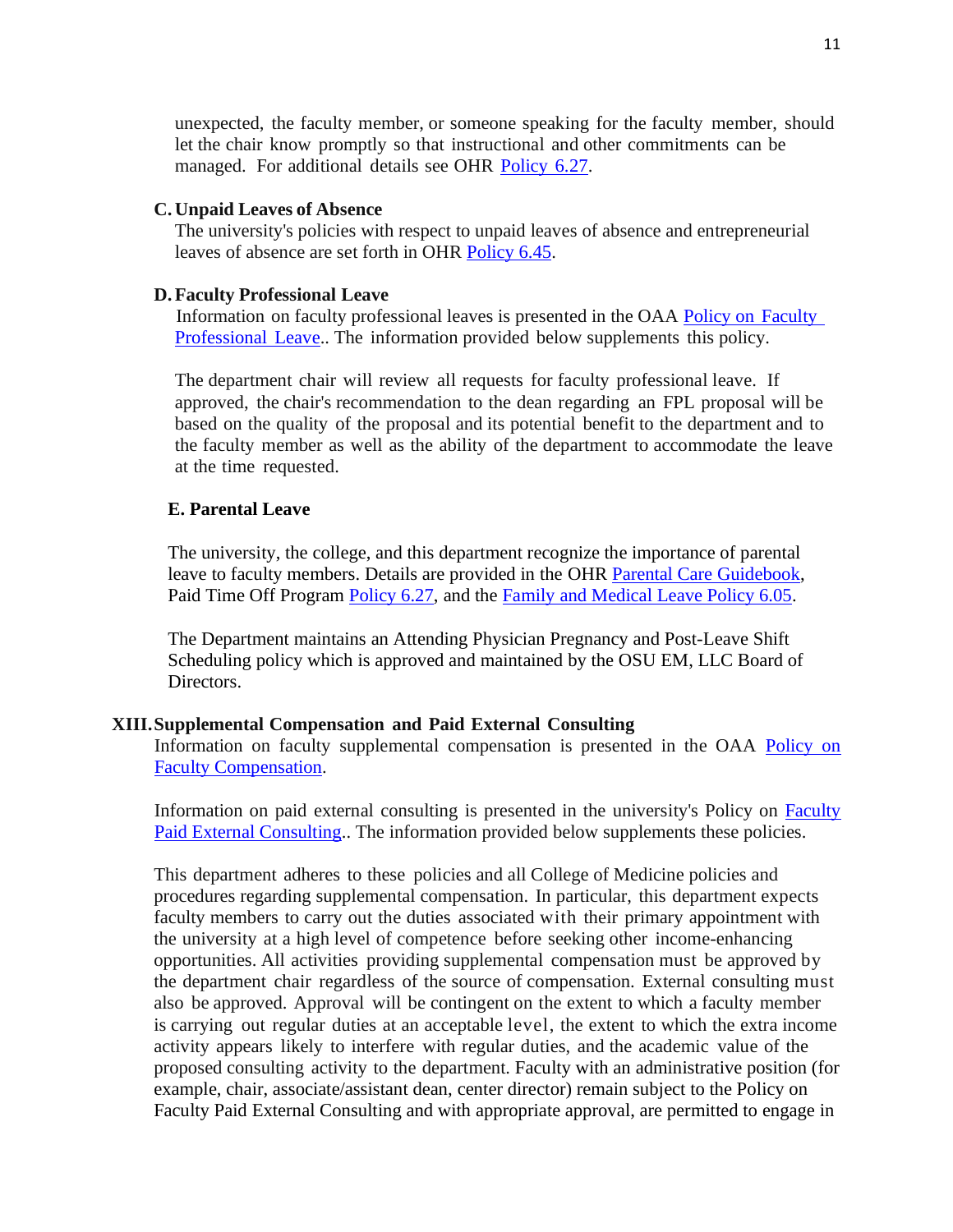unexpected, the faculty member, or someone speaking for the faculty member, should let the chair know promptly so that instructional and other commitments can be managed. For additional details see OHR Policy 6.27.

### C. Unpaid Leaves of Absence

The university's policies with respect to unpaid leaves of absence and entrepreneurial leaves of absence are set forth in OHR Policy 6.45.

### D. Faculty Professional Leave

Information on faculty professional leaves is presented in the OAA Policy on Faculty Professional Leave.. The information provided below supplements this policy.

The department chair will review all requests for faculty professional leave. If approved, the chair's recommendation to the dean regarding an FPL proposal will be based on the quality of the proposal and its potential benefit to the department and to the faculty member as well as the ability of the department to accommodate the leave at the time requested.

### E. Parental Leave

The university, the college, and this department recognize the importance of parental leave to faculty members. Details are provided in the OHR Parental Care Guidebook, Paid Time Off Program Policy 6.27, and the Family and Medical Leave Policy 6.05.

The Department maintains an Attending Physician Pregnancy and Post-Leave Shift Scheduling policy which is approved and maintained by the OSU EM, LLC Board of Directors.

## XIII. Supplemental Compensation and Paid External Consulting

Information on faculty supplemental compensation is presented in the OAA Policy on Faculty Compensation.

Information on paid external consulting is presented in the university's Policy on Faculty Paid External Consulting.. The information provided below supplements these policies.

This department adheres to these policies and all College of Medicine policies and procedures regarding supplemental compensation. In particular, this department expects faculty members to carry out the duties associated with their primary appointment with the university at a high level of competence before seeking other income-enhancing opportunities. All activities providing supplemental compensation must be approved by the department chair regardless of the source of compensation. External consulting must also be approved. Approval will be contingent on the extent to which a faculty member is carrying out regular duties at an acceptable level, the extent to which the extra income activity appears likely to interfere with regular duties, and the academic value of the proposed consulting activity to the department. Faculty with an administrative position (for example, chair, associate/assistant dean, center director) remain subject to the Policy on Faculty Paid External Consulting and with appropriate approval, are permitted to engage in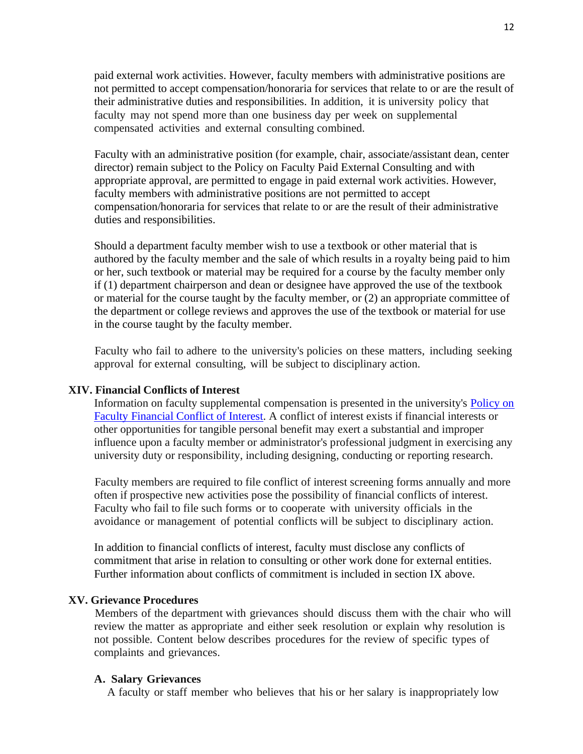paid external work activities. However, faculty members with administrative positions are not permitted to accept compensation/honoraria for services that relate to or are the result of their administrative duties and responsibilities. In addition, it is university policy that faculty may not spend more than one business day per week on supplemental compensated activities and external consulting combined.

Faculty with an administrative position (for example, chair, associate/assistant dean, center director) remain subject to the Policy on Faculty Paid External Consulting and with appropriate approval, are permitted to engage in paid external work activities. However, faculty members with administrative positions are not permitted to accept compensation/honoraria for services that relate to or are the result of their administrative duties and responsibilities.

Should a department faculty member wish to use a textbook or other material that is authored by the faculty member and the sale of which results in a royalty being paid to him or her, such textbook or material may be required for a course by the faculty member only if (1) department chairperson and dean or designee have approved the use of the textbook or material for the course taught by the faculty member, or (2) an appropriate committee of the department or college reviews and approves the use of the textbook or material for use in the course taught by the faculty member.

Faculty who fail to adhere to the university's policies on these matters, including seeking approval for external consulting, will be subject to disciplinary action.

## XIV. Financial Conflicts of Interest

Information on faculty supplemental compensation is presented in the university's Policy on Faculty Financial Conflict of Interest. A conflict of interest exists if financial interests or other opportunities for tangible personal benefit may exert a substantial and improper influence upon a faculty member or administrator's professional judgment in exercising any university duty or responsibility, including designing, conducting or reporting research.

Faculty members are required to file conflict of interest screening forms annually and more often if prospective new activities pose the possibility of financial conflicts of interest. Faculty who fail to file such forms or to cooperate with university officials in the avoidance or management of potential conflicts will be subject to disciplinary action.

In addition to financial conflicts of interest, faculty must disclose any conflicts of commitment that arise in relation to consulting or other work done for external entities. Further information about conflicts of commitment is included in section IX above.

## XV. Grievance Procedures

Members of the department with grievances should discuss them with the chair who will review the matter as appropriate and either seek resolution or explain why resolution is not possible. Content below describes procedures for the review of specific types of complaints and grievances.

### A. Salary Grievances

A faculty or staff member who believes that his or her salary is inappropriately low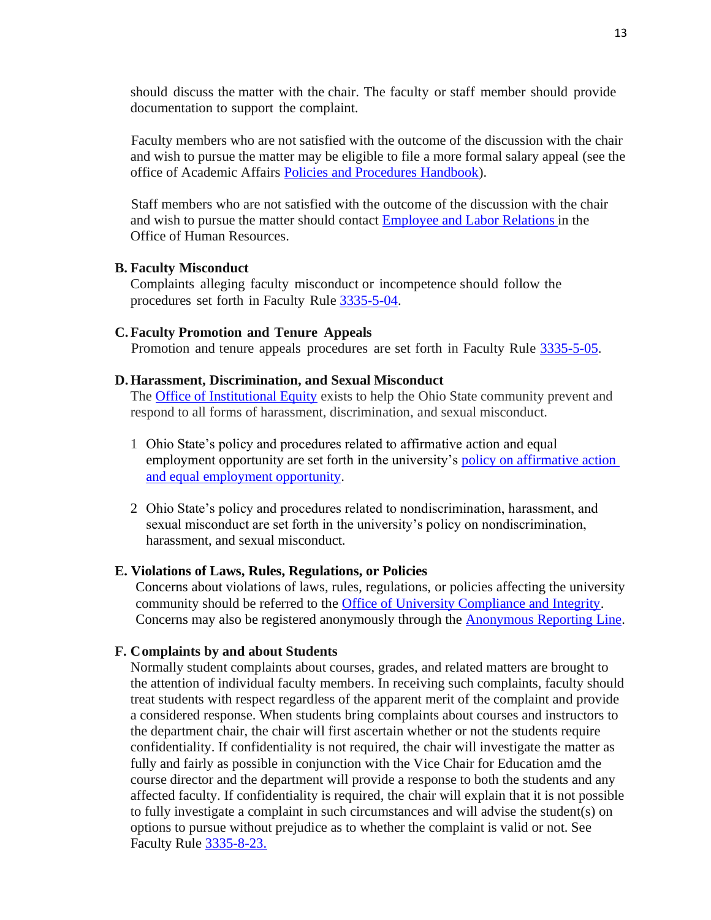should discuss the matter with the chair. The faculty or staff member should provide documentation to support the complaint.

Faculty members who are not satisfied with the outcome of the discussion with the chair and wish to pursue the matter may be eligible to file a more formal salary appeal (see the office of Academic Affairs Policies and Procedures Handbook).

Staff members who are not satisfied with the outcome of the discussion with the chair and wish to pursue the matter should contact Employee and Labor Relations in the Office of Human Resources.

**B. Faculty Misconduct**

Complaints alleging faculty misconduct or incompetence should follow the procedures set forth in Faculty Rule 3335-5-04.

**C. Faculty Promotion and Tenure Appeals**

Promotion and tenure appeals procedures are set forth in Faculty Rule 3335-5-05.

**D. Harassment, Discrimination, and Sexual Misconduct**

The Office of Institutional Equity exists to help the Ohio State community prevent and respond to all forms of harassment, discrimination, and sexual misconduct.

1 Ohio State's policy and procedures related to affirmative action and equal employment opportunity are set forth in the university's policy on affirmative action and equal employment opportunity.

2 Ohio State's policy and procedures related to nondiscrimination, harassment, and sexual misconduct are set forth in the university's policy on nondiscrimination, harassment, and sexual misconduct.

**E. Violations of Laws, Rules, Regulations, or Policies**

Concerns about violations of laws, rules, regulations, or policies affecting the university community should be referred to the Office of University Compliance and Integrity. Concerns may also be registered anonymously through the Anonymous Reporting Line.

**F. Complaints by and about Students**

Normally student complaints about courses, grades, and related matters are brought to the attention of individual faculty members. In receiving such complaints, faculty should treat students with respect regardless of the apparent merit of the complaint and provide a considered response. When students bring complaints about courses and instructors to the department chair, the chair will first ascertain whether or not the students require confidentiality. If confidentiality is not required, the chair will investigate the matter as fully and fairly as possible in conjunction with the Vice Chair for Education amd the course director and the department will provide a response to both the students and any affected faculty. If confidentiality is required, the chair will explain that it is not possible to fully investigate a complaint in such circumstances and will advise the student(s) on options to pursue without prejudice as to whether the complaint is valid or not. See Faculty Rule 3335-8-23.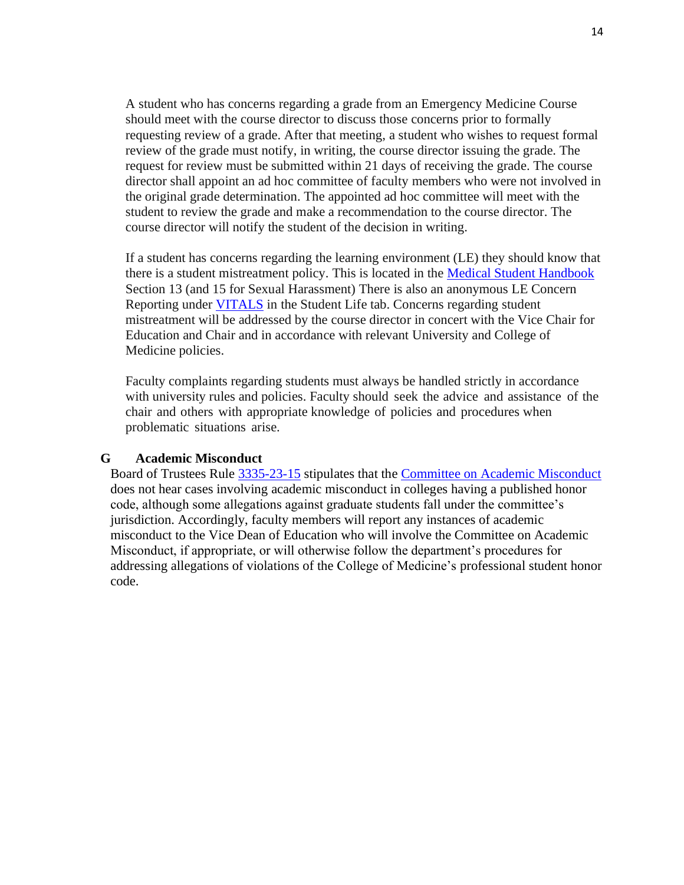A student who has concerns regarding a grade from an Emergency Medicine Course should meet with the course director to discuss those concerns prior to formally requesting review of a grade. After that meeting, a student who wishes to request formal review of the grade must notify, in writing, the course director issuing the grade. The request for review must be submitted within 21 days of receiving the grade. The course director shall appoint an ad hoc committee of faculty members who were not involved in the original grade determination. The appointed ad hoc committee will meet with the student to review the grade and make a recommendation to the course director. The course director will notify the student of the decision in writing.

If a student has concerns regarding the learning environment (LE) they should know that there is a student mistreatment policy. This is located in the Medical Student Handbook Section 13 (and 15 for Sexual Harassment) There is also an anonymous LE Concern Reporting under VITALS in the Student Life tab. Concerns regarding student mistreatment will be addressed by the course director in concert with the Vice Chair for Education and Chair and in accordance with relevant University and College of Medicine policies.

Faculty complaints regarding students must always be handled strictly in accordance with university rules and policies. Faculty should seek the advice and assistance of the chair and others with appropriate knowledge of policies and procedures when problematic situations arise.

## G Academic Misconduct

Board of Trustees Rule 3335-23-15 stipulates that the Committee on Academic Misconduct does not hear cases involving academic misconduct in colleges having a published honor code, although some allegations against graduate students fall under the committee's jurisdiction. Accordingly, faculty members will report any instances of academic misconduct to the Vice Dean of Education who will involve the Committee on Academic Misconduct, if appropriate, or will otherwise follow the department's procedures for addressing allegations of violations of the College of Medicine's professional student honor code.